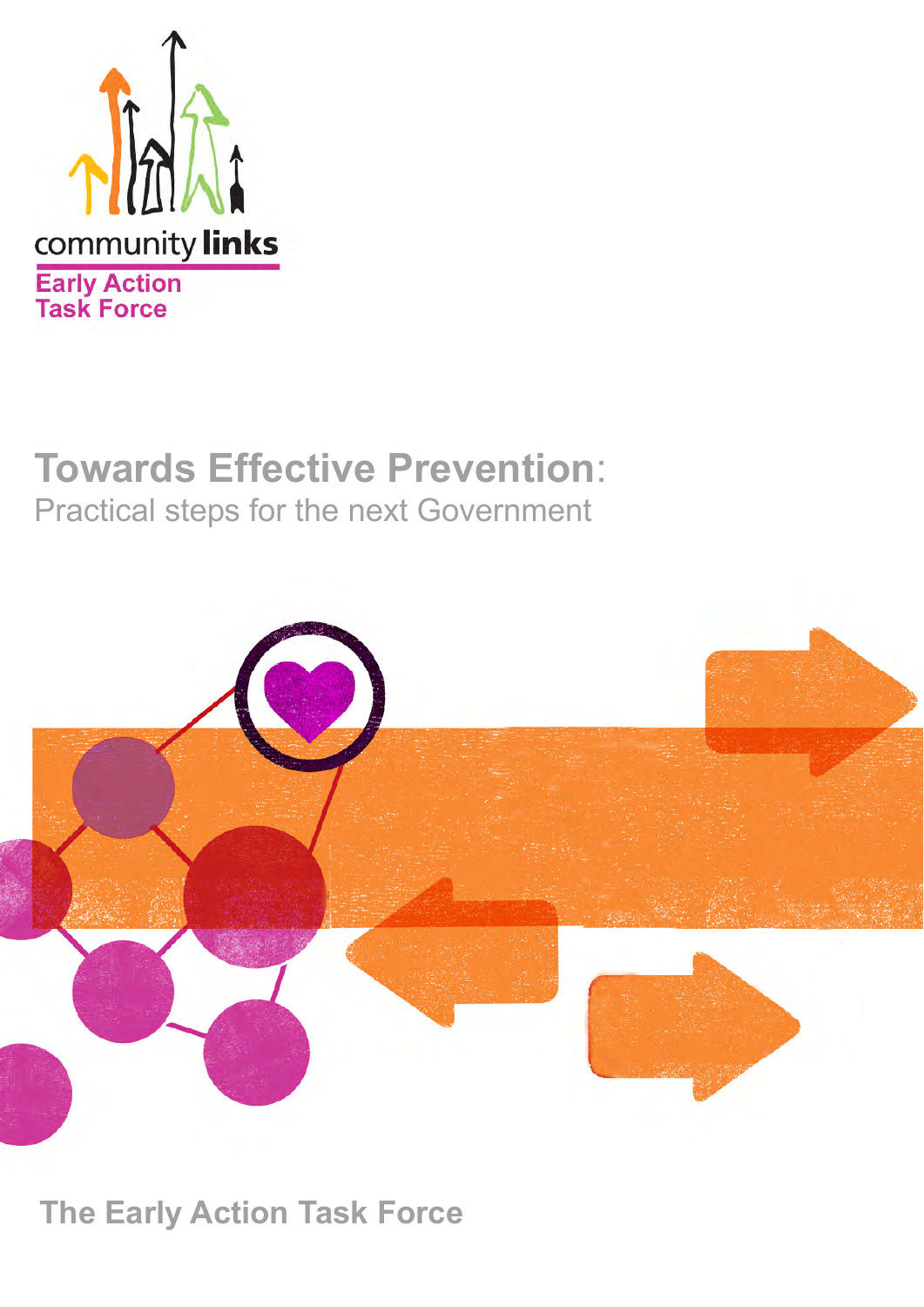community **links**

Early Action
Task Force

# Towards Effective Prevention:

Practical steps for the next Government

**The Early Action Task Force**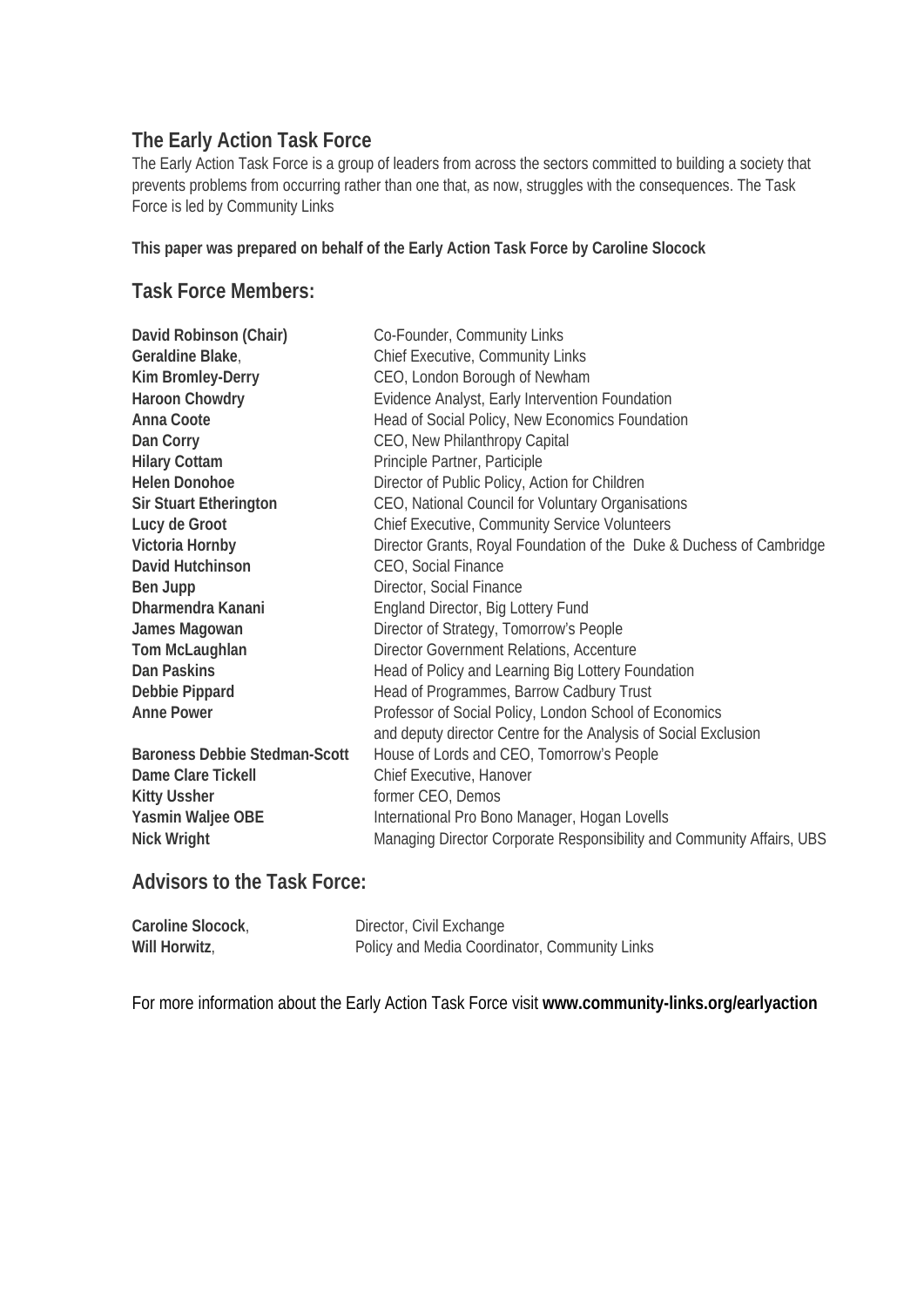## The Early Action Task Force

The Early Action Task Force is a group of leaders from across the sectors committed to building a society that prevents problems from occurring rather than one that, as now, struggles with the consequences. The Task Force is led by Community Links

**This paper was prepared on behalf of the Early Action Task Force by Caroline Slocock**

## Task Force Members:

| | |
|---|---|
| **David Robinson (Chair)** | Co-Founder, Community Links |
| **Geraldine Blake**, | Chief Executive, Community Links |
| **Kim Bromley-Derry** | CEO, London Borough of Newham |
| **Haroon Chowdry** | Evidence Analyst, Early Intervention Foundation |
| **Anna Coote** | Head of Social Policy, New Economics Foundation |
| **Dan Corry** | CEO, New Philanthropy Capital |
| **Hilary Cottam** | Principle Partner, Participle |
| **Helen Donohoe** | Director of Public Policy, Action for Children |
| **Sir Stuart Etherington** | CEO, National Council for Voluntary Organisations |
| **Lucy de Groot** | Chief Executive, Community Service Volunteers |
| **Victoria Hornby** | Director Grants, Royal Foundation of the Duke & Duchess of Cambridge |
| **David Hutchinson** | CEO, Social Finance |
| **Ben Jupp** | Director, Social Finance |
| **Dharmendra Kanani** | England Director, Big Lottery Fund |
| **James Magowan** | Director of Strategy, Tomorrow's People |
| **Tom McLaughlan** | Director Government Relations, Accenture |
| **Dan Paskins** | Head of Policy and Learning Big Lottery Foundation |
| **Debbie Pippard** | Head of Programmes, Barrow Cadbury Trust |
| **Anne Power** | Professor of Social Policy, London School of Economics and deputy director Centre for the Analysis of Social Exclusion |
| **Baroness Debbie Stedman-Scott** | House of Lords and CEO, Tomorrow's People |
| **Dame Clare Tickell** | Chief Executive, Hanover |
| **Kitty Ussher** | former CEO, Demos |
| **Yasmin Waljee OBE** | International Pro Bono Manager, Hogan Lovells |
| **Nick Wright** | Managing Director Corporate Responsibility and Community Affairs, UBS |

## Advisors to the Task Force:

| | |
|---|---|
| **Caroline Slocock**, | Director, Civil Exchange |
| **Will Horwitz**, | Policy and Media Coordinator, Community Links |

For more information about the Early Action Task Force visit **www.community-links.org/earlyaction**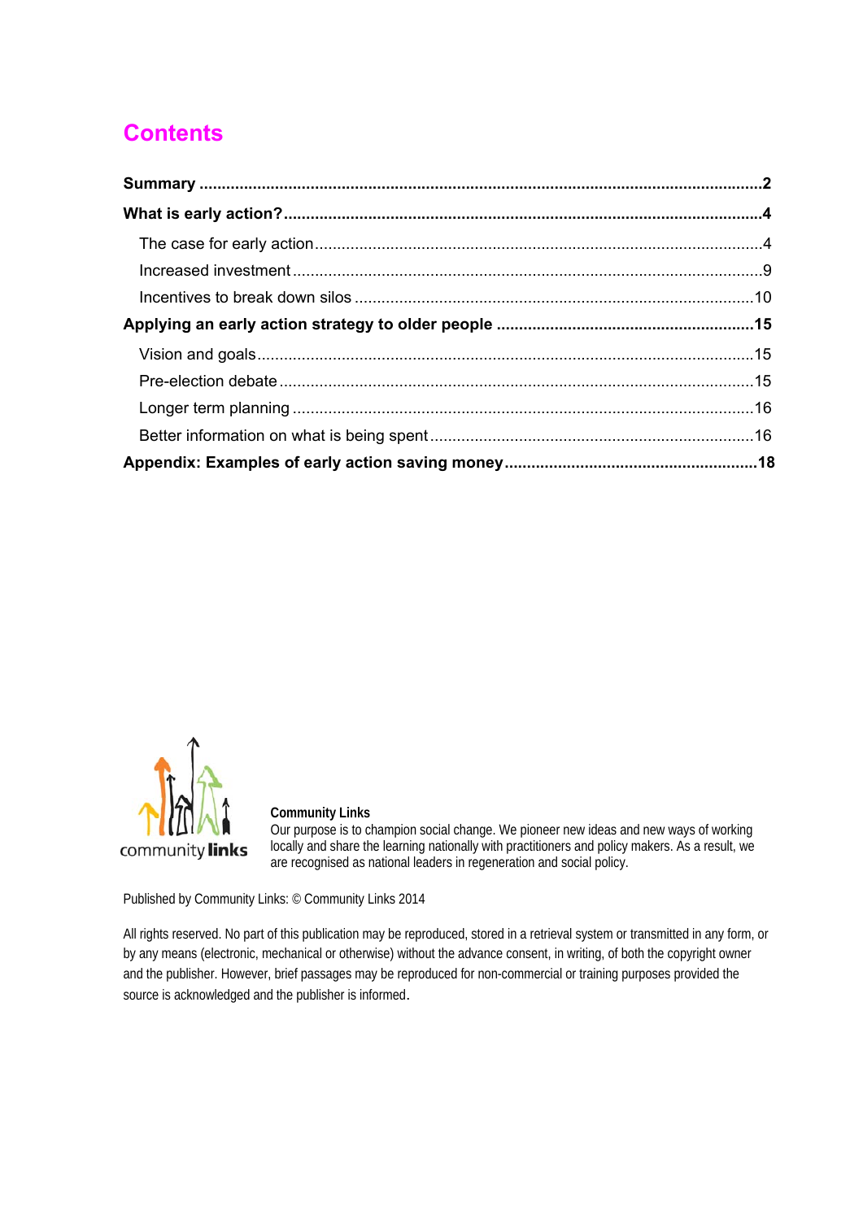# Contents

**Summary** ........................................................................................................................ **2**

**What is early action?** ....................................................................................................... **4**

- The case for early action ................................................................................................ 4
- Increased investment ..................................................................................................... 9
- Incentives to break down silos ....................................................................................... 10

**Applying an early action strategy to older people** ......................................................... **15**

- Vision and goals ............................................................................................................. 15
- Pre-election debate ........................................................................................................ 15
- Longer term planning ..................................................................................................... 16
- Better information on what is being spent ...................................................................... 16

**Appendix: Examples of early action saving money** ........................................................ **18**

community **links**

**Community Links**
Our purpose is to champion social change. We pioneer new ideas and new ways of working locally and share the learning nationally with practitioners and policy makers. As a result, we are recognised as national leaders in regeneration and social policy.

Published by Community Links: © Community Links 2014

All rights reserved. No part of this publication may be reproduced, stored in a retrieval system or transmitted in any form, or by any means (electronic, mechanical or otherwise) without the advance consent, in writing, of both the copyright owner and the publisher. However, brief passages may be reproduced for non-commercial or training purposes provided the source is acknowledged and the publisher is informed.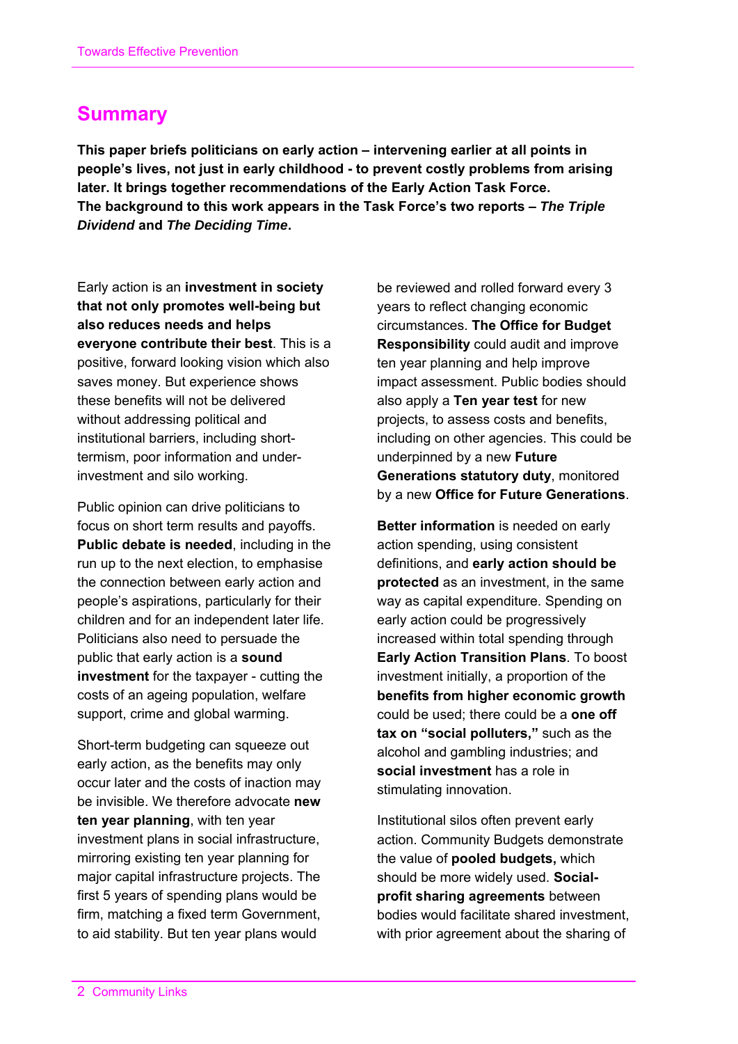## Summary

**This paper briefs politicians on early action – intervening earlier at all points in people's lives, not just in early childhood - to prevent costly problems from arising later. It brings together recommendations of the Early Action Task Force. The background to this work appears in the Task Force's two reports – *The Triple Dividend* and *The Deciding Time*.**

Early action is an **investment in society that not only promotes well-being but also reduces needs and helps everyone contribute their best**. This is a positive, forward looking vision which also saves money. But experience shows these benefits will not be delivered without addressing political and institutional barriers, including short-termism, poor information and under-investment and silo working.

Public opinion can drive politicians to focus on short term results and payoffs. **Public debate is needed**, including in the run up to the next election, to emphasise the connection between early action and people's aspirations, particularly for their children and for an independent later life. Politicians also need to persuade the public that early action is a **sound investment** for the taxpayer - cutting the costs of an ageing population, welfare support, crime and global warming.

Short-term budgeting can squeeze out early action, as the benefits may only occur later and the costs of inaction may be invisible. We therefore advocate **new ten year planning**, with ten year investment plans in social infrastructure, mirroring existing ten year planning for major capital infrastructure projects. The first 5 years of spending plans would be firm, matching a fixed term Government, to aid stability. But ten year plans would be reviewed and rolled forward every 3 years to reflect changing economic circumstances. **The Office for Budget Responsibility** could audit and improve ten year planning and help improve impact assessment. Public bodies should also apply a **Ten year test** for new projects, to assess costs and benefits, including on other agencies. This could be underpinned by a new **Future Generations statutory duty**, monitored by a new **Office for Future Generations**.

**Better information** is needed on early action spending, using consistent definitions, and **early action should be protected** as an investment, in the same way as capital expenditure. Spending on early action could be progressively increased within total spending through **Early Action Transition Plans**. To boost investment initially, a proportion of the **benefits from higher economic growth** could be used; there could be a **one off tax on "social polluters,"** such as the alcohol and gambling industries; and **social investment** has a role in stimulating innovation.

Institutional silos often prevent early action. Community Budgets demonstrate the value of **pooled budgets,** which should be more widely used. **Social-profit sharing agreements** between bodies would facilitate shared investment, with prior agreement about the sharing of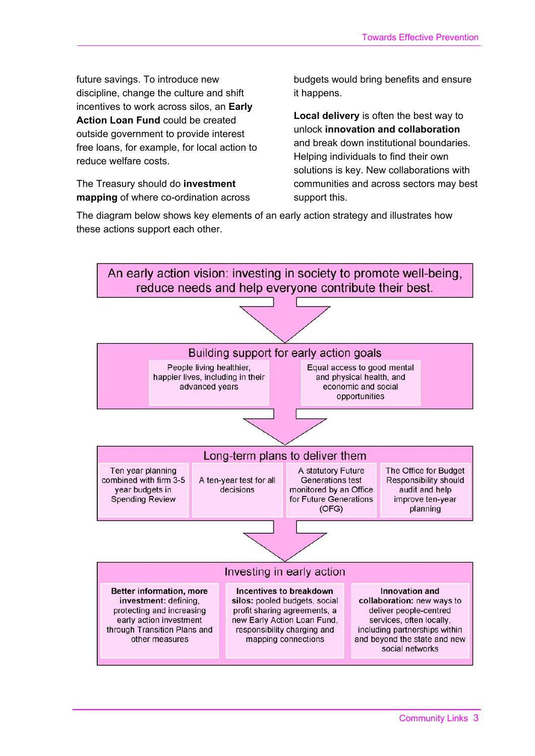future savings. To introduce new discipline, change the culture and shift incentives to work across silos, an **Early Action Loan Fund** could be created outside government to provide interest free loans, for example, for local action to reduce welfare costs.

The Treasury should do **investment mapping** of where co-ordination across budgets would bring benefits and ensure it happens.

**Local delivery** is often the best way to unlock **innovation and collaboration** and break down institutional boundaries. Helping individuals to find their own solutions is key. New collaborations with communities and across sectors may best support this.

The diagram below shows key elements of an early action strategy and illustrates how these actions support each other.

**An early action vision: investing in society to promote well-being, reduce needs and help everyone contribute their best.**

↓

**Building support for early action goals**

- People living healthier, happier lives, including in their advanced years
- Equal access to good mental and physical health, and economic and social opportunities

↓

**Long-term plans to deliver them**

- Ten year planning combined with firm 3-5 year budgets in Spending Review
- A ten-year test for all decisions
- A statutory Future Generations test monitored by an Office for Future Generations (OFG)
- The Office for Budget Responsibility should audit and help improve ten-year planning

↓

**Investing in early action**

- **Better information, more investment:** defining, protecting and increasing early action investment through Transition Plans and other measures
- **Incentives to breakdown silos:** pooled budgets, social profit sharing agreements, a new Early Action Loan Fund, responsibility charging and mapping connections
- **Innovation and collaboration:** new ways to deliver people-centred services, often locally, including partnerships within and beyond the state and new social networks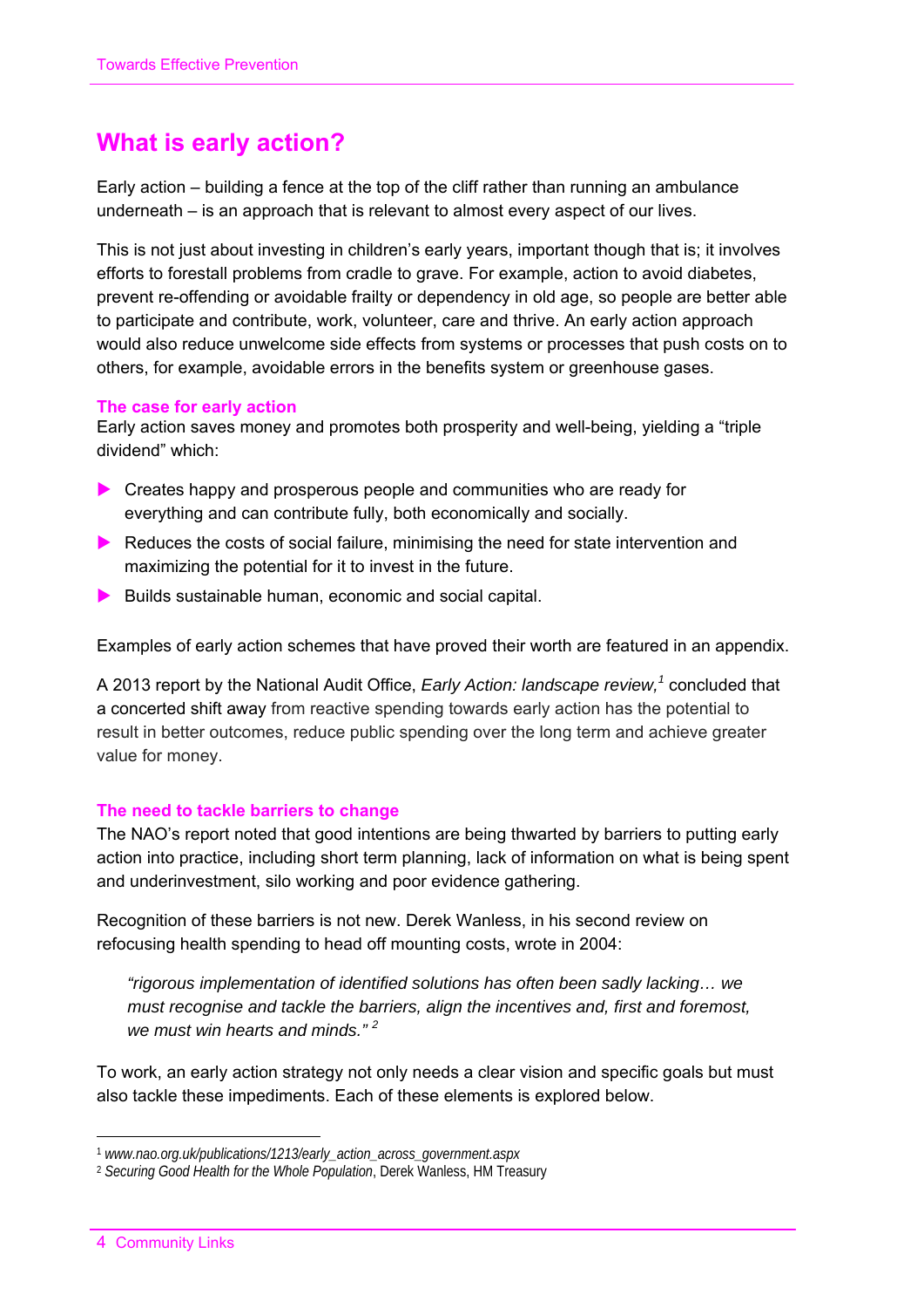# What is early action?

Early action – building a fence at the top of the cliff rather than running an ambulance underneath – is an approach that is relevant to almost every aspect of our lives.

This is not just about investing in children's early years, important though that is; it involves efforts to forestall problems from cradle to grave. For example, action to avoid diabetes, prevent re-offending or avoidable frailty or dependency in old age, so people are better able to participate and contribute, work, volunteer, care and thrive. An early action approach would also reduce unwelcome side effects from systems or processes that push costs on to others, for example, avoidable errors in the benefits system or greenhouse gases.

### The case for early action

Early action saves money and promotes both prosperity and well-being, yielding a "triple dividend" which:

- Creates happy and prosperous people and communities who are ready for everything and can contribute fully, both economically and socially.
- Reduces the costs of social failure, minimising the need for state intervention and maximizing the potential for it to invest in the future.
- Builds sustainable human, economic and social capital.

Examples of early action schemes that have proved their worth are featured in an appendix.

A 2013 report by the National Audit Office, *Early Action: landscape review,*[1] concluded that a concerted shift away from reactive spending towards early action has the potential to result in better outcomes, reduce public spending over the long term and achieve greater value for money.

### The need to tackle barriers to change

The NAO's report noted that good intentions are being thwarted by barriers to putting early action into practice, including short term planning, lack of information on what is being spent and underinvestment, silo working and poor evidence gathering.

Recognition of these barriers is not new. Derek Wanless, in his second review on refocusing health spending to head off mounting costs, wrote in 2004:

> *"rigorous implementation of identified solutions has often been sadly lacking… we must recognise and tackle the barriers, align the incentives and, first and foremost, we must win hearts and minds."* [2]

To work, an early action strategy not only needs a clear vision and specific goals but must also tackle these impediments. Each of these elements is explored below.

---

[1] *www.nao.org.uk/publications/1213/early_action_across_government.aspx*

[2] *Securing Good Health for the Whole Population*, Derek Wanless, HM Treasury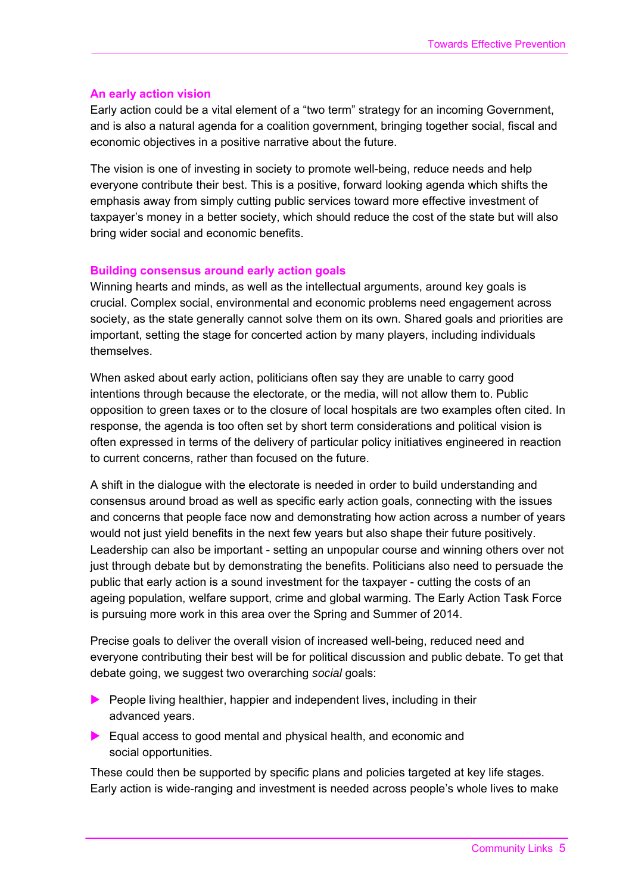### An early action vision

Early action could be a vital element of a “two term” strategy for an incoming Government, and is also a natural agenda for a coalition government, bringing together social, fiscal and economic objectives in a positive narrative about the future.

The vision is one of investing in society to promote well-being, reduce needs and help everyone contribute their best. This is a positive, forward looking agenda which shifts the emphasis away from simply cutting public services toward more effective investment of taxpayer’s money in a better society, which should reduce the cost of the state but will also bring wider social and economic benefits.

### Building consensus around early action goals

Winning hearts and minds, as well as the intellectual arguments, around key goals is crucial. Complex social, environmental and economic problems need engagement across society, as the state generally cannot solve them on its own. Shared goals and priorities are important, setting the stage for concerted action by many players, including individuals themselves.

When asked about early action, politicians often say they are unable to carry good intentions through because the electorate, or the media, will not allow them to. Public opposition to green taxes or to the closure of local hospitals are two examples often cited. In response, the agenda is too often set by short term considerations and political vision is often expressed in terms of the delivery of particular policy initiatives engineered in reaction to current concerns, rather than focused on the future.

A shift in the dialogue with the electorate is needed in order to build understanding and consensus around broad as well as specific early action goals, connecting with the issues and concerns that people face now and demonstrating how action across a number of years would not just yield benefits in the next few years but also shape their future positively. Leadership can also be important - setting an unpopular course and winning others over not just through debate but by demonstrating the benefits. Politicians also need to persuade the public that early action is a sound investment for the taxpayer - cutting the costs of an ageing population, welfare support, crime and global warming. The Early Action Task Force is pursuing more work in this area over the Spring and Summer of 2014.

Precise goals to deliver the overall vision of increased well-being, reduced need and everyone contributing their best will be for political discussion and public debate. To get that debate going, we suggest two overarching *social* goals:

- People living healthier, happier and independent lives, including in their advanced years.
- Equal access to good mental and physical health, and economic and social opportunities.

These could then be supported by specific plans and policies targeted at key life stages. Early action is wide-ranging and investment is needed across people’s whole lives to make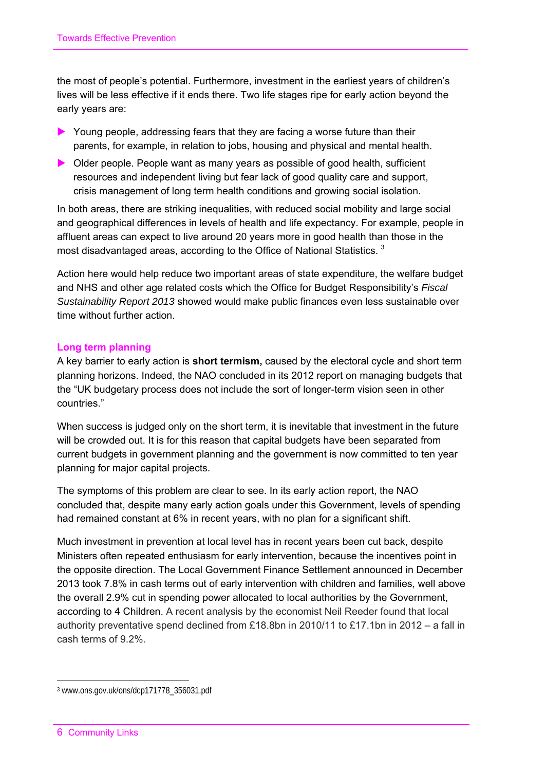the most of people's potential. Furthermore, investment in the earliest years of children's lives will be less effective if it ends there. Two life stages ripe for early action beyond the early years are:

- Young people, addressing fears that they are facing a worse future than their parents, for example, in relation to jobs, housing and physical and mental health.
- Older people. People want as many years as possible of good health, sufficient resources and independent living but fear lack of good quality care and support, crisis management of long term health conditions and growing social isolation.

In both areas, there are striking inequalities, with reduced social mobility and large social and geographical differences in levels of health and life expectancy. For example, people in affluent areas can expect to live around 20 years more in good health than those in the most disadvantaged areas, according to the Office of National Statistics. [3]

Action here would help reduce two important areas of state expenditure, the welfare budget and NHS and other age related costs which the Office for Budget Responsibility's *Fiscal Sustainability Report 2013* showed would make public finances even less sustainable over time without further action.

### Long term planning

A key barrier to early action is **short termism,** caused by the electoral cycle and short term planning horizons. Indeed, the NAO concluded in its 2012 report on managing budgets that the "UK budgetary process does not include the sort of longer-term vision seen in other countries."

When success is judged only on the short term, it is inevitable that investment in the future will be crowded out. It is for this reason that capital budgets have been separated from current budgets in government planning and the government is now committed to ten year planning for major capital projects.

The symptoms of this problem are clear to see. In its early action report, the NAO concluded that, despite many early action goals under this Government, levels of spending had remained constant at 6% in recent years, with no plan for a significant shift.

Much investment in prevention at local level has in recent years been cut back, despite Ministers often repeated enthusiasm for early intervention, because the incentives point in the opposite direction. The Local Government Finance Settlement announced in December 2013 took 7.8% in cash terms out of early intervention with children and families, well above the overall 2.9% cut in spending power allocated to local authorities by the Government, according to 4 Children. A recent analysis by the economist Neil Reeder found that local authority preventative spend declined from £18.8bn in 2010/11 to £17.1bn in 2012 – a fall in cash terms of 9.2%.

[3] www.ons.gov.uk/ons/dcp171778_356031.pdf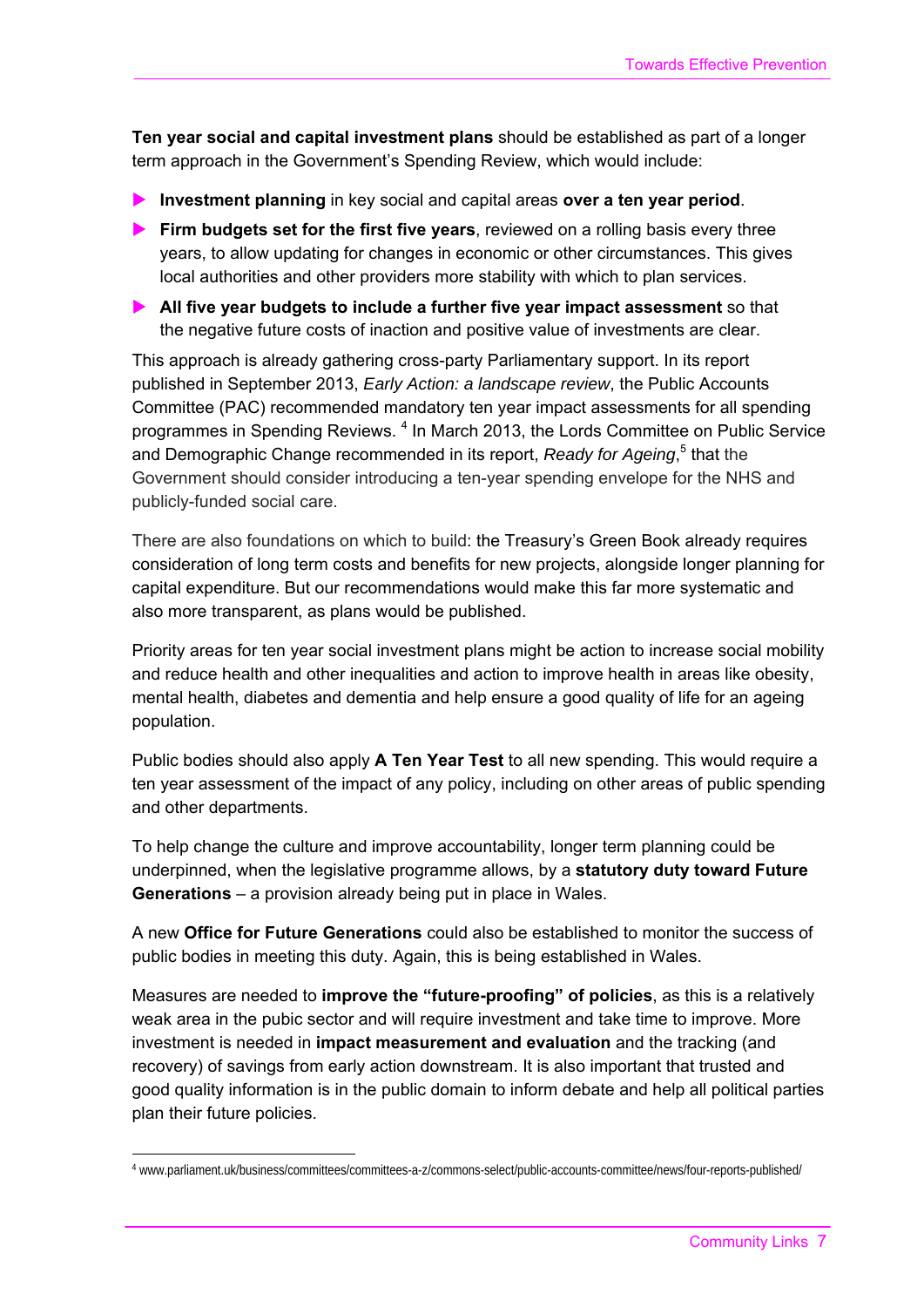**Ten year social and capital investment plans** should be established as part of a longer term approach in the Government's Spending Review, which would include:

- **Investment planning** in key social and capital areas **over a ten year period**.
- **Firm budgets set for the first five years**, reviewed on a rolling basis every three years, to allow updating for changes in economic or other circumstances. This gives local authorities and other providers more stability with which to plan services.
- **All five year budgets to include a further five year impact assessment** so that the negative future costs of inaction and positive value of investments are clear.

This approach is already gathering cross-party Parliamentary support. In its report published in September 2013, *Early Action: a landscape review*, the Public Accounts Committee (PAC) recommended mandatory ten year impact assessments for all spending programmes in Spending Reviews. [4] In March 2013, the Lords Committee on Public Service and Demographic Change recommended in its report, *Ready for Ageing*,[5] that the Government should consider introducing a ten-year spending envelope for the NHS and publicly-funded social care.

There are also foundations on which to build: the Treasury's Green Book already requires consideration of long term costs and benefits for new projects, alongside longer planning for capital expenditure. But our recommendations would make this far more systematic and also more transparent, as plans would be published.

Priority areas for ten year social investment plans might be action to increase social mobility and reduce health and other inequalities and action to improve health in areas like obesity, mental health, diabetes and dementia and help ensure a good quality of life for an ageing population.

Public bodies should also apply **A Ten Year Test** to all new spending. This would require a ten year assessment of the impact of any policy, including on other areas of public spending and other departments.

To help change the culture and improve accountability, longer term planning could be underpinned, when the legislative programme allows, by a **statutory duty toward Future Generations** – a provision already being put in place in Wales.

A new **Office for Future Generations** could also be established to monitor the success of public bodies in meeting this duty. Again, this is being established in Wales.

Measures are needed to **improve the "future-proofing" of policies**, as this is a relatively weak area in the pubic sector and will require investment and take time to improve. More investment is needed in **impact measurement and evaluation** and the tracking (and recovery) of savings from early action downstream. It is also important that trusted and good quality information is in the public domain to inform debate and help all political parties plan their future policies.

---

[4] www.parliament.uk/business/committees/committees-a-z/commons-select/public-accounts-committee/news/four-reports-published/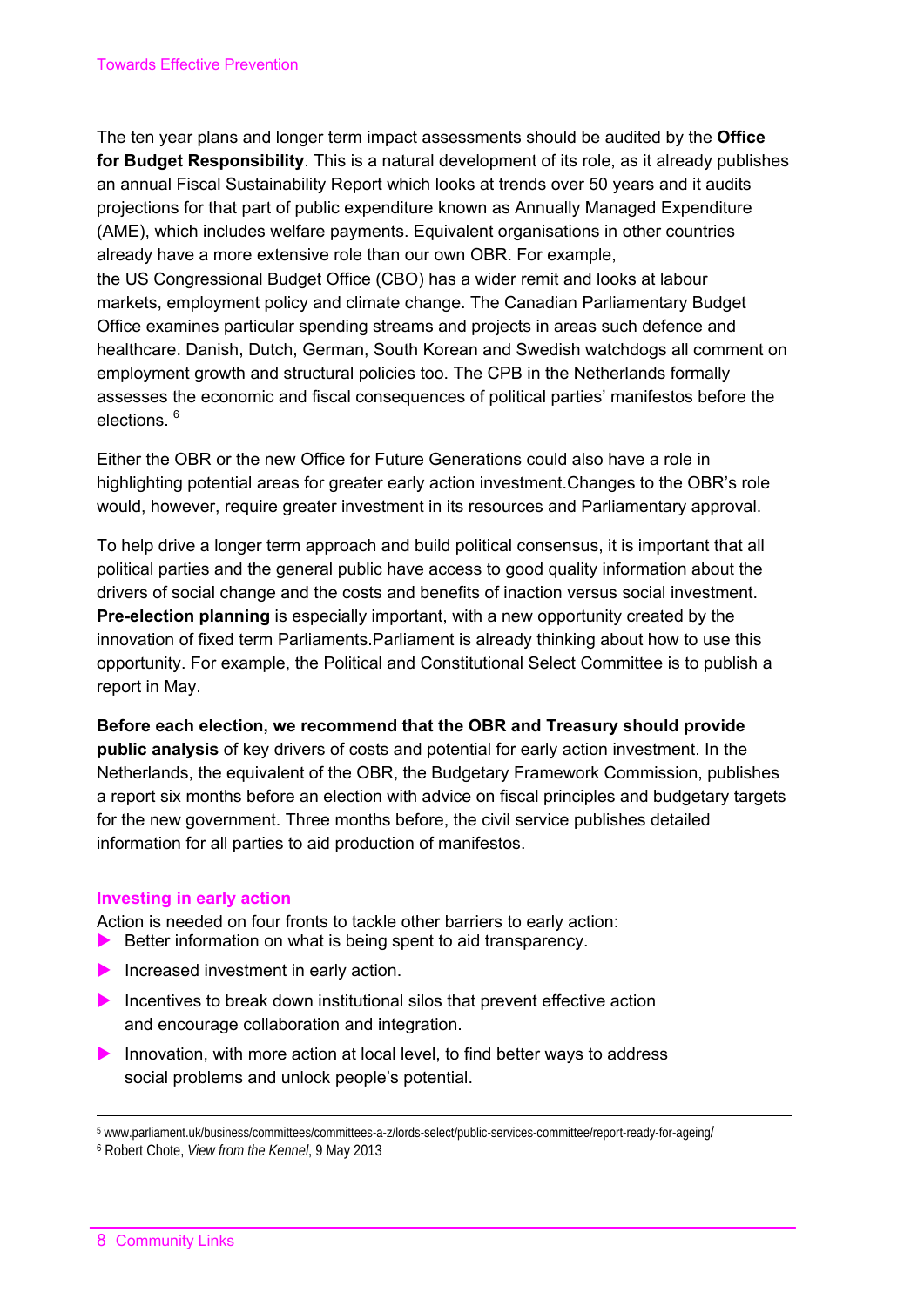The ten year plans and longer term impact assessments should be audited by the **Office for Budget Responsibility**. This is a natural development of its role, as it already publishes an annual Fiscal Sustainability Report which looks at trends over 50 years and it audits projections for that part of public expenditure known as Annually Managed Expenditure (AME), which includes welfare payments. Equivalent organisations in other countries already have a more extensive role than our own OBR. For example, the US Congressional Budget Office (CBO) has a wider remit and looks at labour markets, employment policy and climate change. The Canadian Parliamentary Budget Office examines particular spending streams and projects in areas such defence and healthcare. Danish, Dutch, German, South Korean and Swedish watchdogs all comment on employment growth and structural policies too. The CPB in the Netherlands formally assesses the economic and fiscal consequences of political parties' manifestos before the elections. [6]

Either the OBR or the new Office for Future Generations could also have a role in highlighting potential areas for greater early action investment.Changes to the OBR's role would, however, require greater investment in its resources and Parliamentary approval.

To help drive a longer term approach and build political consensus, it is important that all political parties and the general public have access to good quality information about the drivers of social change and the costs and benefits of inaction versus social investment. **Pre-election planning** is especially important, with a new opportunity created by the innovation of fixed term Parliaments.Parliament is already thinking about how to use this opportunity. For example, the Political and Constitutional Select Committee is to publish a report in May.

**Before each election, we recommend that the OBR and Treasury should provide public analysis** of key drivers of costs and potential for early action investment. In the Netherlands, the equivalent of the OBR, the Budgetary Framework Commission, publishes a report six months before an election with advice on fiscal principles and budgetary targets for the new government. Three months before, the civil service publishes detailed information for all parties to aid production of manifestos.

### Investing in early action

Action is needed on four fronts to tackle other barriers to early action:

- Better information on what is being spent to aid transparency.
- Increased investment in early action.
- Incentives to break down institutional silos that prevent effective action and encourage collaboration and integration.
- Innovation, with more action at local level, to find better ways to address social problems and unlock people's potential.

---

[5] www.parliament.uk/business/committees/committees-a-z/lords-select/public-services-committee/report-ready-for-ageing/

[6] Robert Chote, *View from the Kennel*, 9 May 2013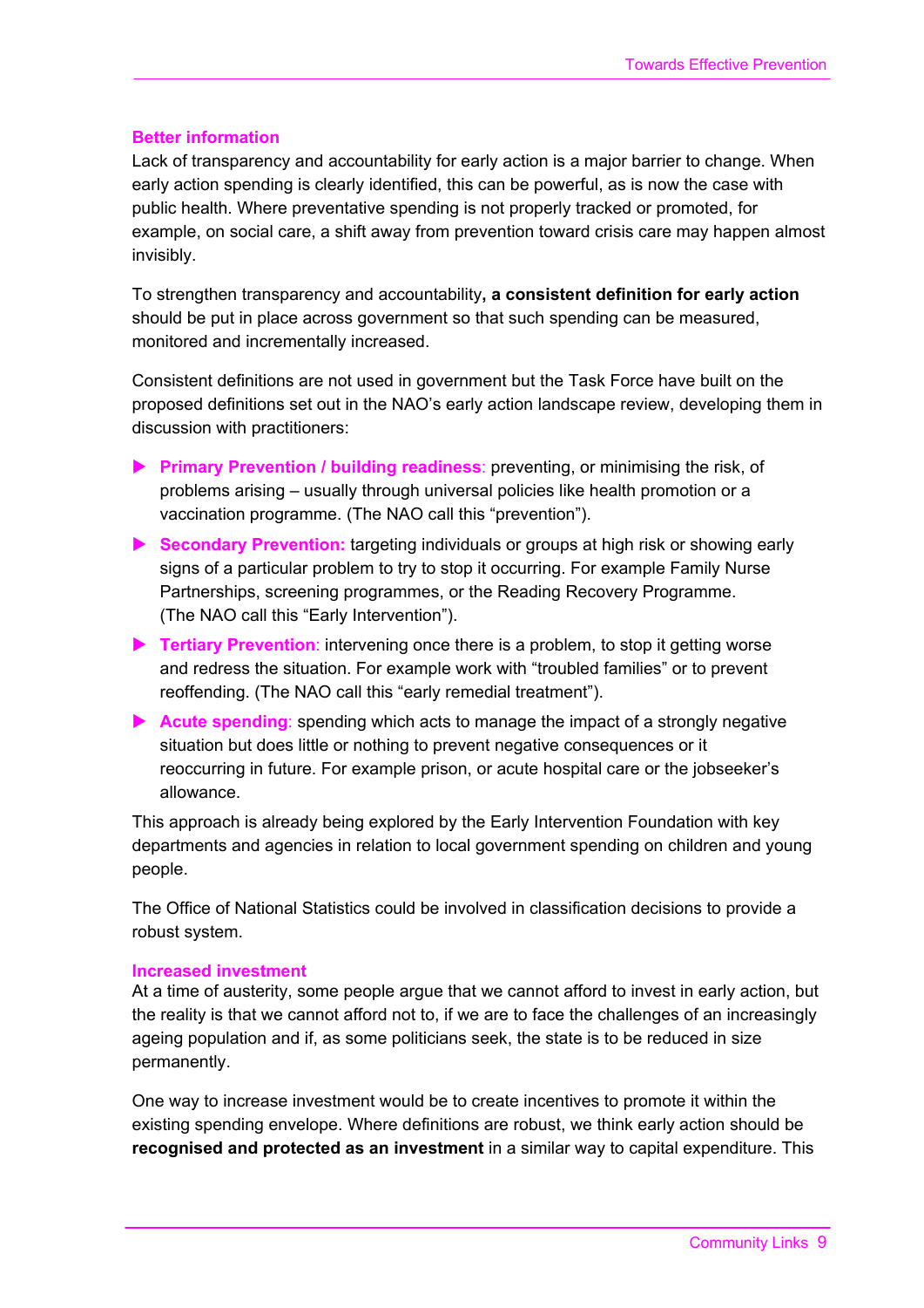### Better information

Lack of transparency and accountability for early action is a major barrier to change. When early action spending is clearly identified, this can be powerful, as is now the case with public health. Where preventative spending is not properly tracked or promoted, for example, on social care, a shift away from prevention toward crisis care may happen almost invisibly.

To strengthen transparency and accountability**, a consistent definition for early action** should be put in place across government so that such spending can be measured, monitored and incrementally increased.

Consistent definitions are not used in government but the Task Force have built on the proposed definitions set out in the NAO's early action landscape review, developing them in discussion with practitioners:

- **Primary Prevention / building readiness**: preventing, or minimising the risk, of problems arising – usually through universal policies like health promotion or a vaccination programme. (The NAO call this "prevention").
- **Secondary Prevention:** targeting individuals or groups at high risk or showing early signs of a particular problem to try to stop it occurring. For example Family Nurse Partnerships, screening programmes, or the Reading Recovery Programme. (The NAO call this "Early Intervention").
- **Tertiary Prevention**: intervening once there is a problem, to stop it getting worse and redress the situation. For example work with "troubled families" or to prevent reoffending. (The NAO call this "early remedial treatment").
- **Acute spending**: spending which acts to manage the impact of a strongly negative situation but does little or nothing to prevent negative consequences or it reoccurring in future. For example prison, or acute hospital care or the jobseeker's allowance.

This approach is already being explored by the Early Intervention Foundation with key departments and agencies in relation to local government spending on children and young people.

The Office of National Statistics could be involved in classification decisions to provide a robust system.

### Increased investment

At a time of austerity, some people argue that we cannot afford to invest in early action, but the reality is that we cannot afford not to, if we are to face the challenges of an increasingly ageing population and if, as some politicians seek, the state is to be reduced in size permanently.

One way to increase investment would be to create incentives to promote it within the existing spending envelope. Where definitions are robust, we think early action should be **recognised and protected as an investment** in a similar way to capital expenditure. This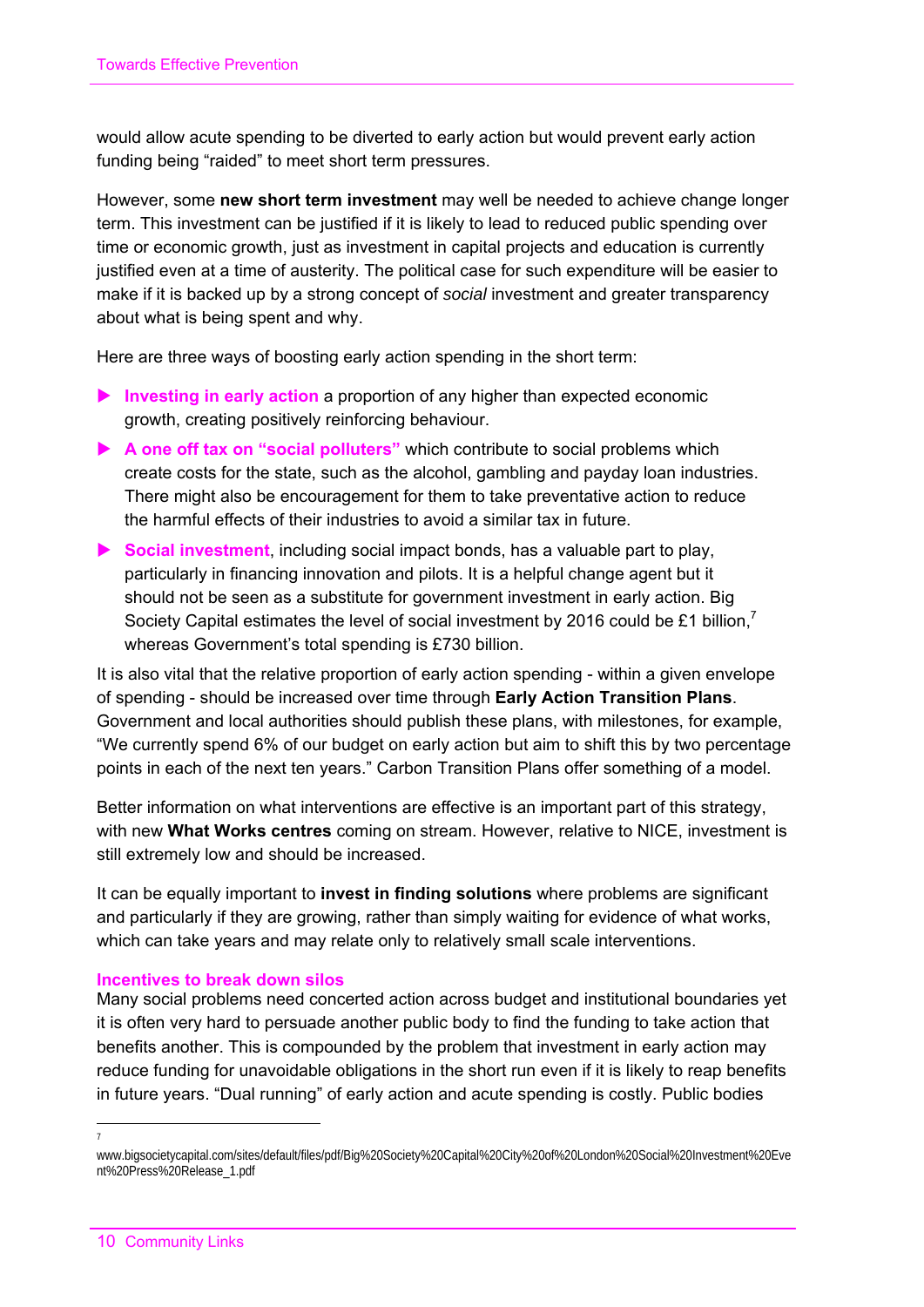would allow acute spending to be diverted to early action but would prevent early action funding being "raided" to meet short term pressures.

However, some **new short term investment** may well be needed to achieve change longer term. This investment can be justified if it is likely to lead to reduced public spending over time or economic growth, just as investment in capital projects and education is currently justified even at a time of austerity. The political case for such expenditure will be easier to make if it is backed up by a strong concept of *social* investment and greater transparency about what is being spent and why.

Here are three ways of boosting early action spending in the short term:

- **Investing in early action** a proportion of any higher than expected economic growth, creating positively reinforcing behaviour.
- **A one off tax on "social polluters"** which contribute to social problems which create costs for the state, such as the alcohol, gambling and payday loan industries. There might also be encouragement for them to take preventative action to reduce the harmful effects of their industries to avoid a similar tax in future.
- **Social investment**, including social impact bonds, has a valuable part to play, particularly in financing innovation and pilots. It is a helpful change agent but it should not be seen as a substitute for government investment in early action. Big Society Capital estimates the level of social investment by 2016 could be £1 billion,[7] whereas Government's total spending is £730 billion.

It is also vital that the relative proportion of early action spending - within a given envelope of spending - should be increased over time through **Early Action Transition Plans**. Government and local authorities should publish these plans, with milestones, for example, "We currently spend 6% of our budget on early action but aim to shift this by two percentage points in each of the next ten years." Carbon Transition Plans offer something of a model.

Better information on what interventions are effective is an important part of this strategy, with new **What Works centres** coming on stream. However, relative to NICE, investment is still extremely low and should be increased.

It can be equally important to **invest in finding solutions** where problems are significant and particularly if they are growing, rather than simply waiting for evidence of what works, which can take years and may relate only to relatively small scale interventions.

### Incentives to break down silos

Many social problems need concerted action across budget and institutional boundaries yet it is often very hard to persuade another public body to find the funding to take action that benefits another. This is compounded by the problem that investment in early action may reduce funding for unavoidable obligations in the short run even if it is likely to reap benefits in future years. "Dual running" of early action and acute spending is costly. Public bodies

---

[7] www.bigsocietycapital.com/sites/default/files/pdf/Big%20Society%20Capital%20City%20of%20London%20Social%20Investment%20Event%20Press%20Release_1.pdf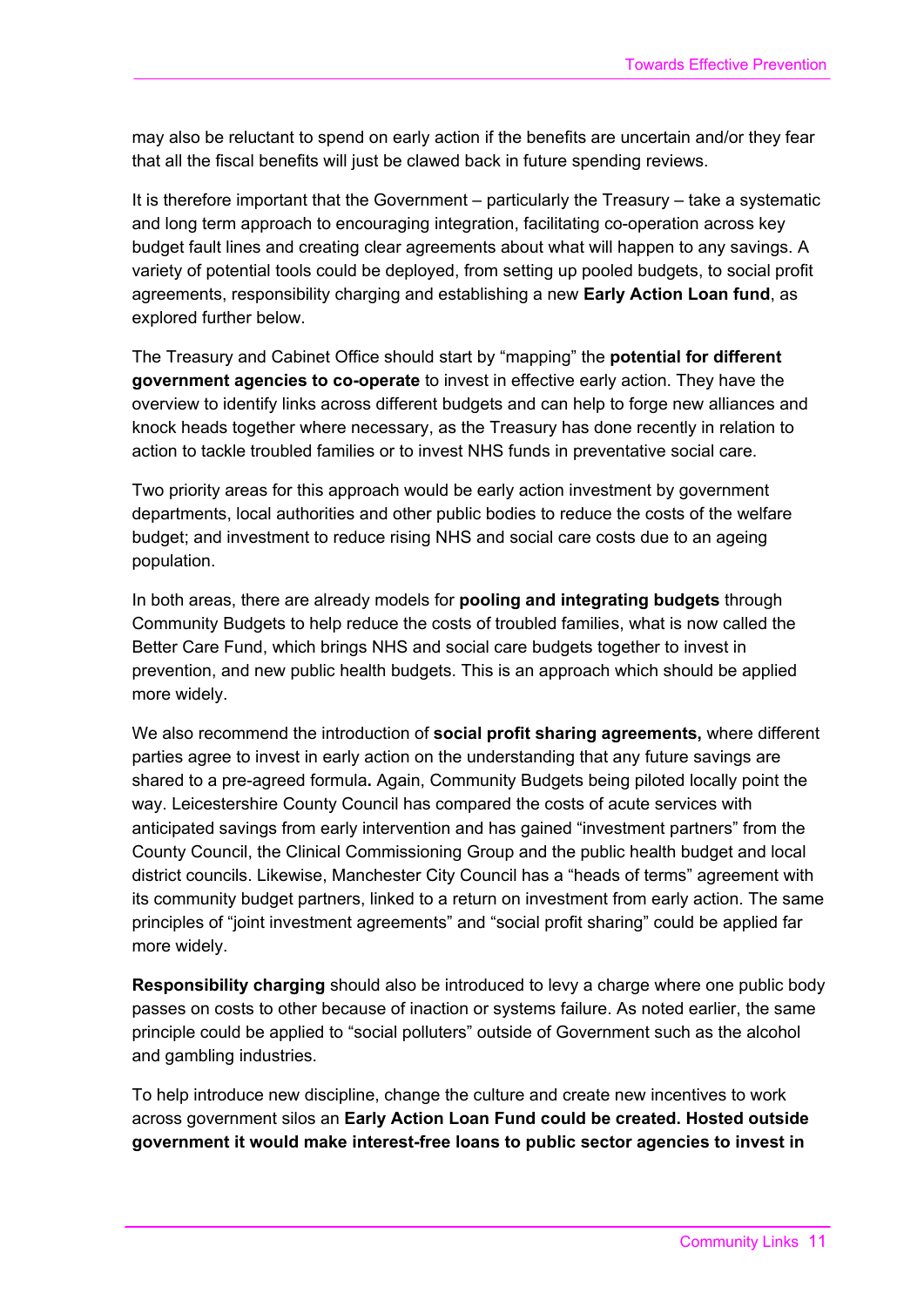may also be reluctant to spend on early action if the benefits are uncertain and/or they fear that all the fiscal benefits will just be clawed back in future spending reviews.

It is therefore important that the Government – particularly the Treasury – take a systematic and long term approach to encouraging integration, facilitating co-operation across key budget fault lines and creating clear agreements about what will happen to any savings. A variety of potential tools could be deployed, from setting up pooled budgets, to social profit agreements, responsibility charging and establishing a new **Early Action Loan fund**, as explored further below.

The Treasury and Cabinet Office should start by "mapping" the **potential for different government agencies to co-operate** to invest in effective early action. They have the overview to identify links across different budgets and can help to forge new alliances and knock heads together where necessary, as the Treasury has done recently in relation to action to tackle troubled families or to invest NHS funds in preventative social care.

Two priority areas for this approach would be early action investment by government departments, local authorities and other public bodies to reduce the costs of the welfare budget; and investment to reduce rising NHS and social care costs due to an ageing population.

In both areas, there are already models for **pooling and integrating budgets** through Community Budgets to help reduce the costs of troubled families, what is now called the Better Care Fund, which brings NHS and social care budgets together to invest in prevention, and new public health budgets. This is an approach which should be applied more widely.

We also recommend the introduction of **social profit sharing agreements,** where different parties agree to invest in early action on the understanding that any future savings are shared to a pre-agreed formula**.** Again, Community Budgets being piloted locally point the way. Leicestershire County Council has compared the costs of acute services with anticipated savings from early intervention and has gained "investment partners" from the County Council, the Clinical Commissioning Group and the public health budget and local district councils. Likewise, Manchester City Council has a "heads of terms" agreement with its community budget partners, linked to a return on investment from early action. The same principles of "joint investment agreements" and "social profit sharing" could be applied far more widely.

**Responsibility charging** should also be introduced to levy a charge where one public body passes on costs to other because of inaction or systems failure. As noted earlier, the same principle could be applied to "social polluters" outside of Government such as the alcohol and gambling industries.

To help introduce new discipline, change the culture and create new incentives to work across government silos an **Early Action Loan Fund could be created. Hosted outside government it would make interest-free loans to public sector agencies to invest in**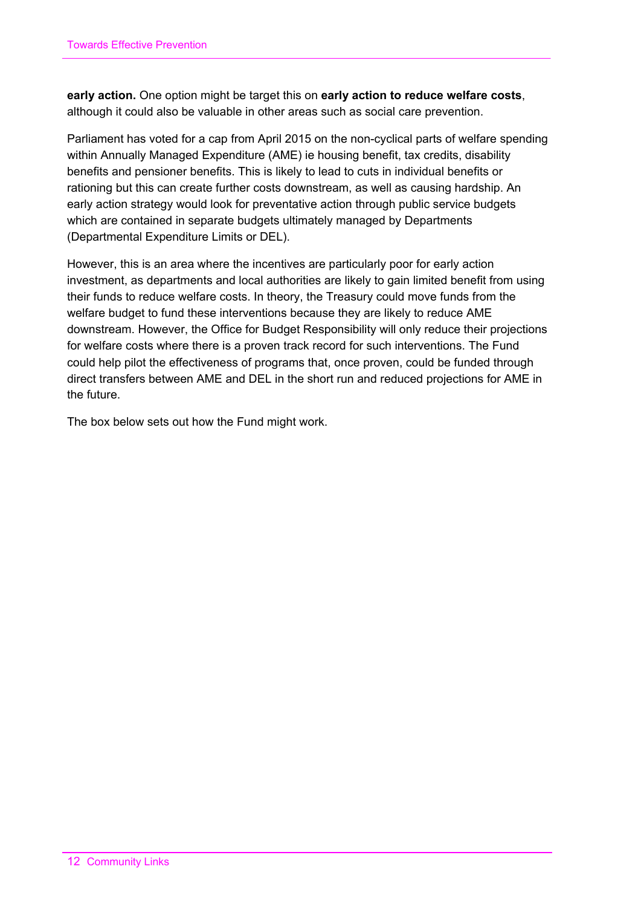**early action.** One option might be target this on **early action to reduce welfare costs**, although it could also be valuable in other areas such as social care prevention.

Parliament has voted for a cap from April 2015 on the non-cyclical parts of welfare spending within Annually Managed Expenditure (AME) ie housing benefit, tax credits, disability benefits and pensioner benefits. This is likely to lead to cuts in individual benefits or rationing but this can create further costs downstream, as well as causing hardship. An early action strategy would look for preventative action through public service budgets which are contained in separate budgets ultimately managed by Departments (Departmental Expenditure Limits or DEL).

However, this is an area where the incentives are particularly poor for early action investment, as departments and local authorities are likely to gain limited benefit from using their funds to reduce welfare costs. In theory, the Treasury could move funds from the welfare budget to fund these interventions because they are likely to reduce AME downstream. However, the Office for Budget Responsibility will only reduce their projections for welfare costs where there is a proven track record for such interventions. The Fund could help pilot the effectiveness of programs that, once proven, could be funded through direct transfers between AME and DEL in the short run and reduced projections for AME in the future.

The box below sets out how the Fund might work.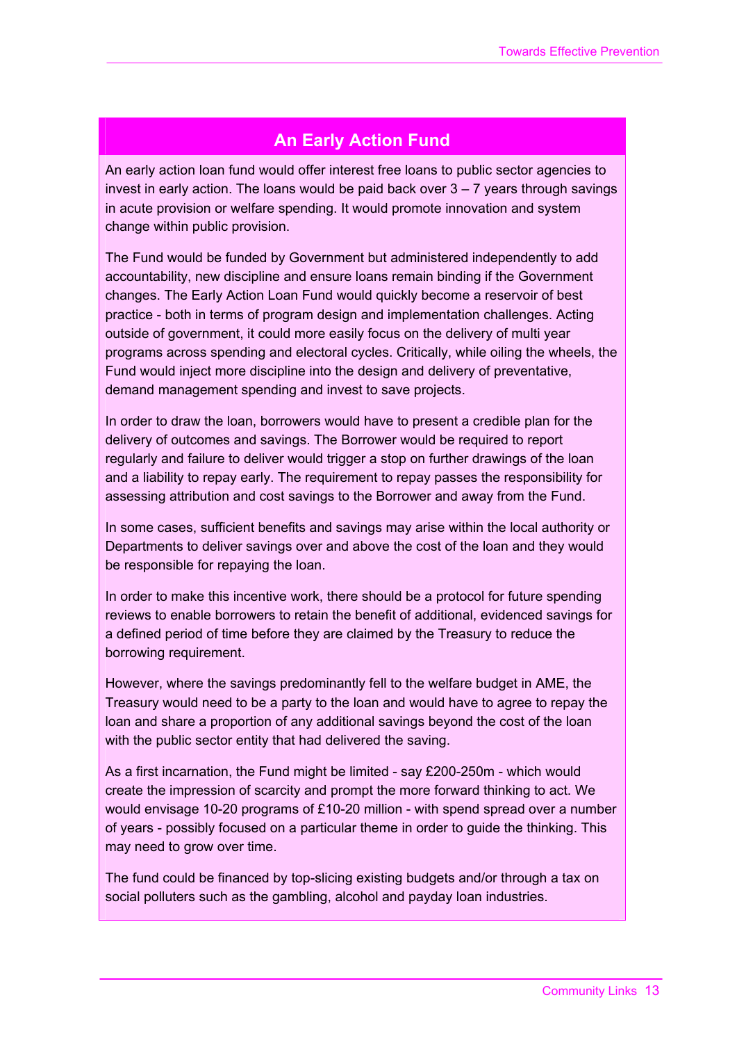## An Early Action Fund

An early action loan fund would offer interest free loans to public sector agencies to invest in early action. The loans would be paid back over 3 – 7 years through savings in acute provision or welfare spending. It would promote innovation and system change within public provision.

The Fund would be funded by Government but administered independently to add accountability, new discipline and ensure loans remain binding if the Government changes. The Early Action Loan Fund would quickly become a reservoir of best practice - both in terms of program design and implementation challenges. Acting outside of government, it could more easily focus on the delivery of multi year programs across spending and electoral cycles. Critically, while oiling the wheels, the Fund would inject more discipline into the design and delivery of preventative, demand management spending and invest to save projects.

In order to draw the loan, borrowers would have to present a credible plan for the delivery of outcomes and savings. The Borrower would be required to report regularly and failure to deliver would trigger a stop on further drawings of the loan and a liability to repay early. The requirement to repay passes the responsibility for assessing attribution and cost savings to the Borrower and away from the Fund.

In some cases, sufficient benefits and savings may arise within the local authority or Departments to deliver savings over and above the cost of the loan and they would be responsible for repaying the loan.

In order to make this incentive work, there should be a protocol for future spending reviews to enable borrowers to retain the benefit of additional, evidenced savings for a defined period of time before they are claimed by the Treasury to reduce the borrowing requirement.

However, where the savings predominantly fell to the welfare budget in AME, the Treasury would need to be a party to the loan and would have to agree to repay the loan and share a proportion of any additional savings beyond the cost of the loan with the public sector entity that had delivered the saving.

As a first incarnation, the Fund might be limited - say £200-250m - which would create the impression of scarcity and prompt the more forward thinking to act. We would envisage 10-20 programs of £10-20 million - with spend spread over a number of years - possibly focused on a particular theme in order to guide the thinking. This may need to grow over time.

The fund could be financed by top-slicing existing budgets and/or through a tax on social polluters such as the gambling, alcohol and payday loan industries.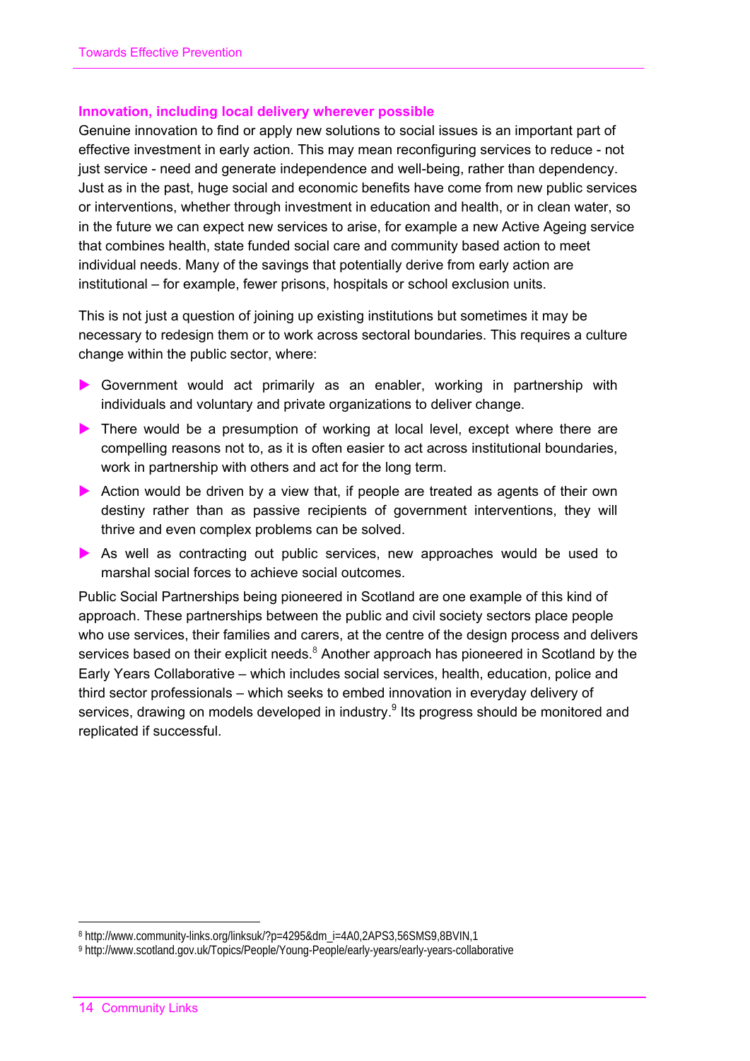### Innovation, including local delivery wherever possible

Genuine innovation to find or apply new solutions to social issues is an important part of effective investment in early action. This may mean reconfiguring services to reduce - not just service - need and generate independence and well-being, rather than dependency. Just as in the past, huge social and economic benefits have come from new public services or interventions, whether through investment in education and health, or in clean water, so in the future we can expect new services to arise, for example a new Active Ageing service that combines health, state funded social care and community based action to meet individual needs. Many of the savings that potentially derive from early action are institutional – for example, fewer prisons, hospitals or school exclusion units.

This is not just a question of joining up existing institutions but sometimes it may be necessary to redesign them or to work across sectoral boundaries. This requires a culture change within the public sector, where:

- Government would act primarily as an enabler, working in partnership with individuals and voluntary and private organizations to deliver change.
- There would be a presumption of working at local level, except where there are compelling reasons not to, as it is often easier to act across institutional boundaries, work in partnership with others and act for the long term.
- Action would be driven by a view that, if people are treated as agents of their own destiny rather than as passive recipients of government interventions, they will thrive and even complex problems can be solved.
- As well as contracting out public services, new approaches would be used to marshal social forces to achieve social outcomes.

Public Social Partnerships being pioneered in Scotland are one example of this kind of approach. These partnerships between the public and civil society sectors place people who use services, their families and carers, at the centre of the design process and delivers services based on their explicit needs.[8] Another approach has pioneered in Scotland by the Early Years Collaborative – which includes social services, health, education, police and third sector professionals – which seeks to embed innovation in everyday delivery of services, drawing on models developed in industry.[9] Its progress should be monitored and replicated if successful.

---

[8] http://www.community-links.org/linksuk/?p=4295&dm_i=4A0,2APS3,56SMS9,8BVIN,1

[9] http://www.scotland.gov.uk/Topics/People/Young-People/early-years/early-years-collaborative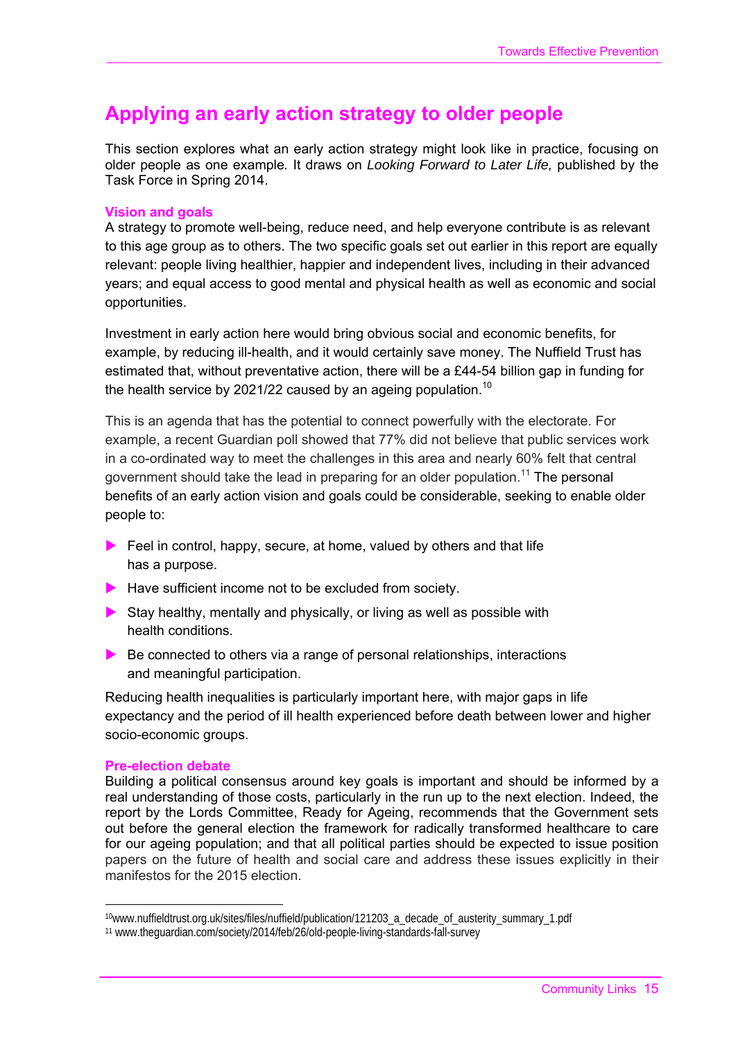## Applying an early action strategy to older people

This section explores what an early action strategy might look like in practice, focusing on older people as one example. It draws on *Looking Forward to Later Life,* published by the Task Force in Spring 2014.

### Vision and goals

A strategy to promote well-being, reduce need, and help everyone contribute is as relevant to this age group as to others. The two specific goals set out earlier in this report are equally relevant: people living healthier, happier and independent lives, including in their advanced years; and equal access to good mental and physical health as well as economic and social opportunities.

Investment in early action here would bring obvious social and economic benefits, for example, by reducing ill-health, and it would certainly save money. The Nuffield Trust has estimated that, without preventative action, there will be a £44-54 billion gap in funding for the health service by 2021/22 caused by an ageing population.[10]

This is an agenda that has the potential to connect powerfully with the electorate. For example, a recent Guardian poll showed that 77% did not believe that public services work in a co-ordinated way to meet the challenges in this area and nearly 60% felt that central government should take the lead in preparing for an older population.[11] The personal benefits of an early action vision and goals could be considerable, seeking to enable older people to:

- Feel in control, happy, secure, at home, valued by others and that life has a purpose.
- Have sufficient income not to be excluded from society.
- Stay healthy, mentally and physically, or living as well as possible with health conditions.
- Be connected to others via a range of personal relationships, interactions and meaningful participation.

Reducing health inequalities is particularly important here, with major gaps in life expectancy and the period of ill health experienced before death between lower and higher socio-economic groups.

### Pre-election debate

Building a political consensus around key goals is important and should be informed by a real understanding of those costs, particularly in the run up to the next election. Indeed, the report by the Lords Committee, Ready for Ageing, recommends that the Government sets out before the general election the framework for radically transformed healthcare to care for our ageing population; and that all political parties should be expected to issue position papers on the future of health and social care and address these issues explicitly in their manifestos for the 2015 election.

---

[10] www.nuffieldtrust.org.uk/sites/files/nuffield/publication/121203_a_decade_of_austerity_summary_1.pdf

[11] www.theguardian.com/society/2014/feb/26/old-people-living-standards-fall-survey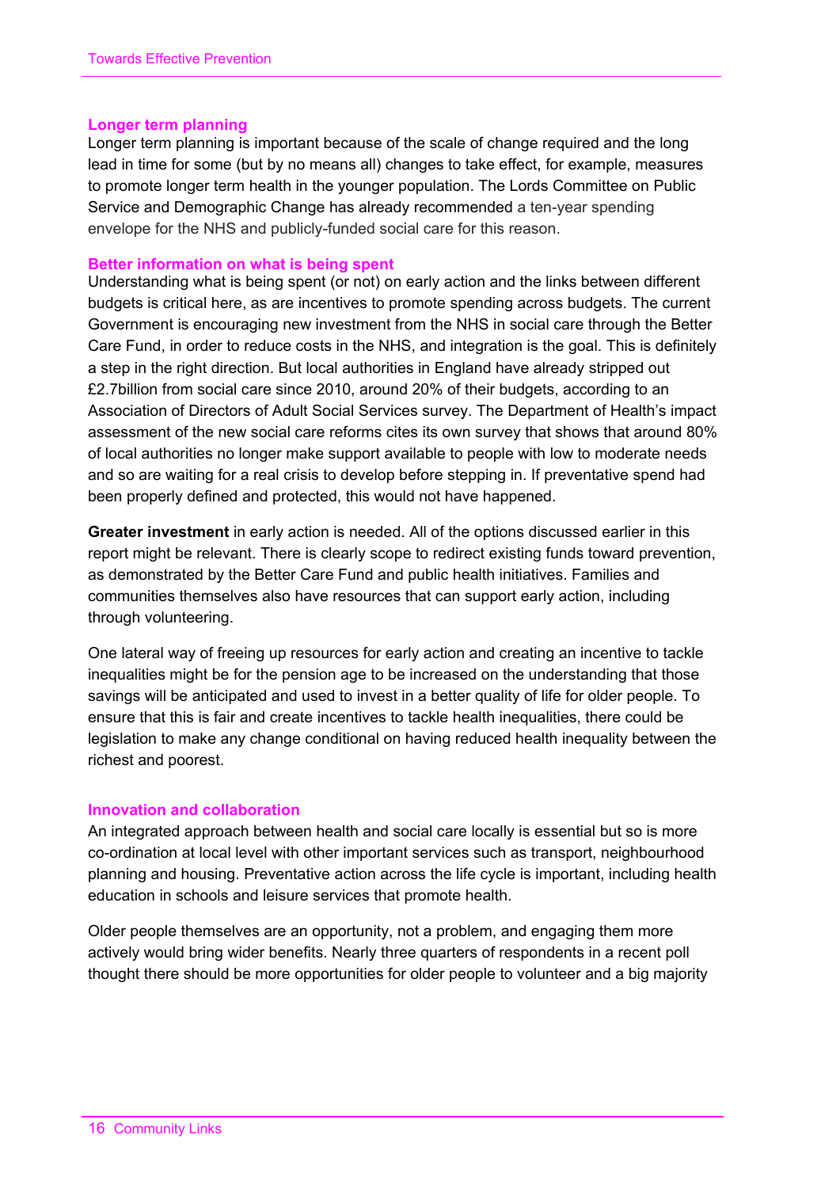### Longer term planning

Longer term planning is important because of the scale of change required and the long lead in time for some (but by no means all) changes to take effect, for example, measures to promote longer term health in the younger population. The Lords Committee on Public Service and Demographic Change has already recommended a ten-year spending envelope for the NHS and publicly-funded social care for this reason.

### Better information on what is being spent

Understanding what is being spent (or not) on early action and the links between different budgets is critical here, as are incentives to promote spending across budgets. The current Government is encouraging new investment from the NHS in social care through the Better Care Fund, in order to reduce costs in the NHS, and integration is the goal. This is definitely a step in the right direction. But local authorities in England have already stripped out £2.7billion from social care since 2010, around 20% of their budgets, according to an Association of Directors of Adult Social Services survey. The Department of Health's impact assessment of the new social care reforms cites its own survey that shows that around 80% of local authorities no longer make support available to people with low to moderate needs and so are waiting for a real crisis to develop before stepping in. If preventative spend had been properly defined and protected, this would not have happened.

**Greater investment** in early action is needed. All of the options discussed earlier in this report might be relevant. There is clearly scope to redirect existing funds toward prevention, as demonstrated by the Better Care Fund and public health initiatives. Families and communities themselves also have resources that can support early action, including through volunteering.

One lateral way of freeing up resources for early action and creating an incentive to tackle inequalities might be for the pension age to be increased on the understanding that those savings will be anticipated and used to invest in a better quality of life for older people. To ensure that this is fair and create incentives to tackle health inequalities, there could be legislation to make any change conditional on having reduced health inequality between the richest and poorest.

### Innovation and collaboration

An integrated approach between health and social care locally is essential but so is more co-ordination at local level with other important services such as transport, neighbourhood planning and housing. Preventative action across the life cycle is important, including health education in schools and leisure services that promote health.

Older people themselves are an opportunity, not a problem, and engaging them more actively would bring wider benefits. Nearly three quarters of respondents in a recent poll thought there should be more opportunities for older people to volunteer and a big majority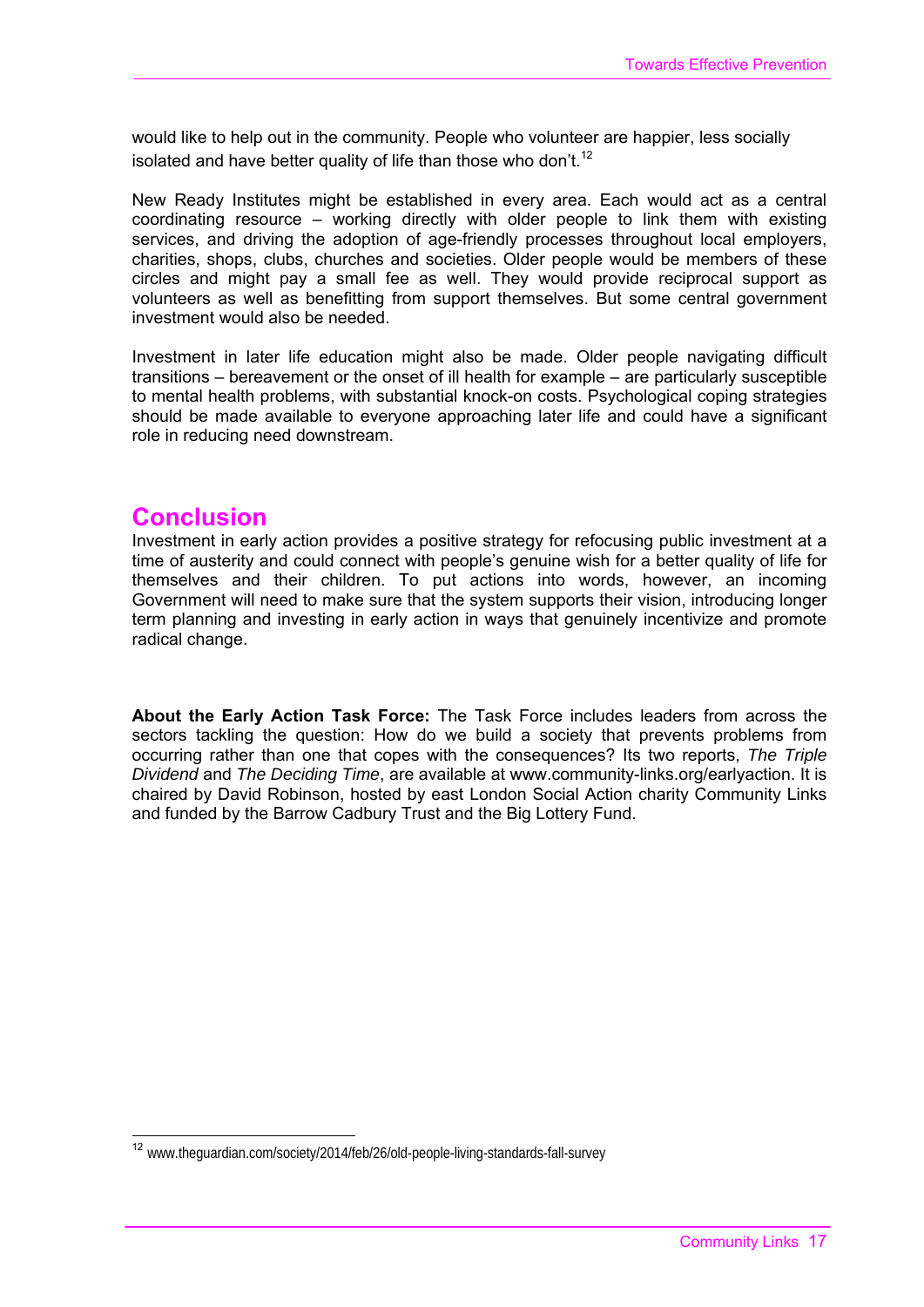would like to help out in the community. People who volunteer are happier, less socially isolated and have better quality of life than those who don't.[12]

New Ready Institutes might be established in every area. Each would act as a central coordinating resource – working directly with older people to link them with existing services, and driving the adoption of age-friendly processes throughout local employers, charities, shops, clubs, churches and societies. Older people would be members of these circles and might pay a small fee as well. They would provide reciprocal support as volunteers as well as benefitting from support themselves. But some central government investment would also be needed.

Investment in later life education might also be made. Older people navigating difficult transitions – bereavement or the onset of ill health for example – are particularly susceptible to mental health problems, with substantial knock-on costs. Psychological coping strategies should be made available to everyone approaching later life and could have a significant role in reducing need downstream.

## Conclusion

Investment in early action provides a positive strategy for refocusing public investment at a time of austerity and could connect with people's genuine wish for a better quality of life for themselves and their children. To put actions into words, however, an incoming Government will need to make sure that the system supports their vision, introducing longer term planning and investing in early action in ways that genuinely incentivize and promote radical change.

**About the Early Action Task Force:** The Task Force includes leaders from across the sectors tackling the question: How do we build a society that prevents problems from occurring rather than one that copes with the consequences? Its two reports, *The Triple Dividend* and *The Deciding Time*, are available at www.community-links.org/earlyaction. It is chaired by David Robinson, hosted by east London Social Action charity Community Links and funded by the Barrow Cadbury Trust and the Big Lottery Fund.

---

[12] www.theguardian.com/society/2014/feb/26/old-people-living-standards-fall-survey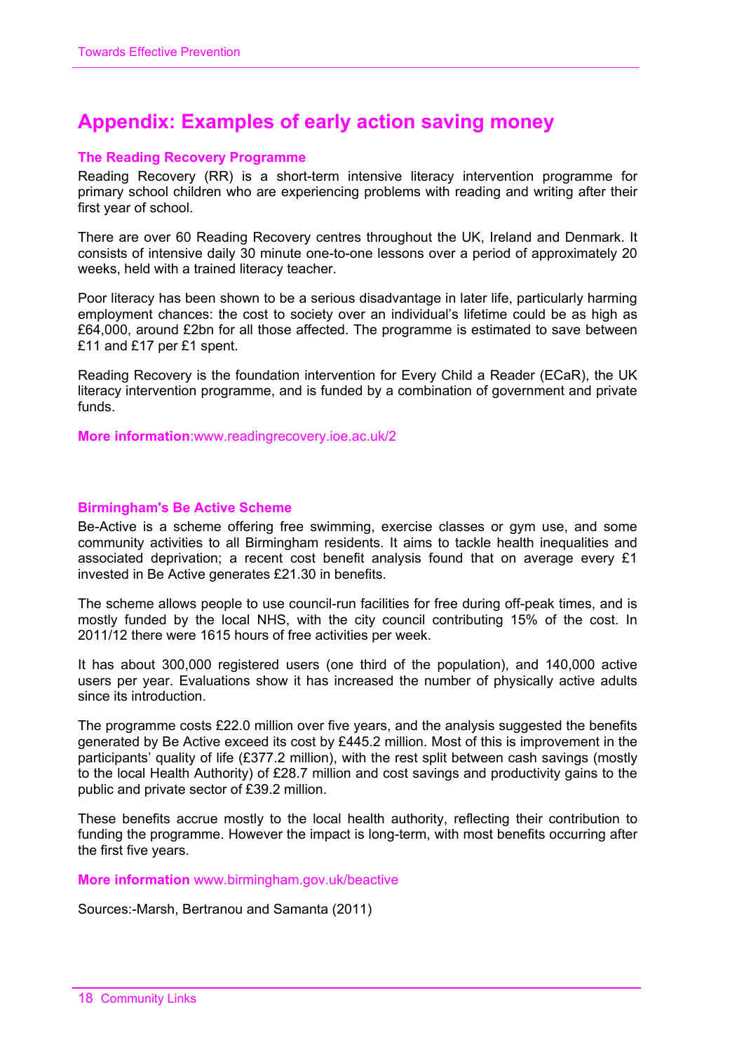# Appendix: Examples of early action saving money

### The Reading Recovery Programme

Reading Recovery (RR) is a short-term intensive literacy intervention programme for primary school children who are experiencing problems with reading and writing after their first year of school.

There are over 60 Reading Recovery centres throughout the UK, Ireland and Denmark. It consists of intensive daily 30 minute one-to-one lessons over a period of approximately 20 weeks, held with a trained literacy teacher.

Poor literacy has been shown to be a serious disadvantage in later life, particularly harming employment chances: the cost to society over an individual's lifetime could be as high as £64,000, around £2bn for all those affected. The programme is estimated to save between £11 and £17 per £1 spent.

Reading Recovery is the foundation intervention for Every Child a Reader (ECaR), the UK literacy intervention programme, and is funded by a combination of government and private funds.

**More information**:www.readingrecovery.ioe.ac.uk/2

### Birmingham's Be Active Scheme

Be-Active is a scheme offering free swimming, exercise classes or gym use, and some community activities to all Birmingham residents. It aims to tackle health inequalities and associated deprivation; a recent cost benefit analysis found that on average every £1 invested in Be Active generates £21.30 in benefits.

The scheme allows people to use council-run facilities for free during off-peak times, and is mostly funded by the local NHS, with the city council contributing 15% of the cost. In 2011/12 there were 1615 hours of free activities per week.

It has about 300,000 registered users (one third of the population), and 140,000 active users per year. Evaluations show it has increased the number of physically active adults since its introduction.

The programme costs £22.0 million over five years, and the analysis suggested the benefits generated by Be Active exceed its cost by £445.2 million. Most of this is improvement in the participants' quality of life (£377.2 million), with the rest split between cash savings (mostly to the local Health Authority) of £28.7 million and cost savings and productivity gains to the public and private sector of £39.2 million.

These benefits accrue mostly to the local health authority, reflecting their contribution to funding the programme. However the impact is long-term, with most benefits occurring after the first five years.

**More information** www.birmingham.gov.uk/beactive

Sources:-Marsh, Bertranou and Samanta (2011)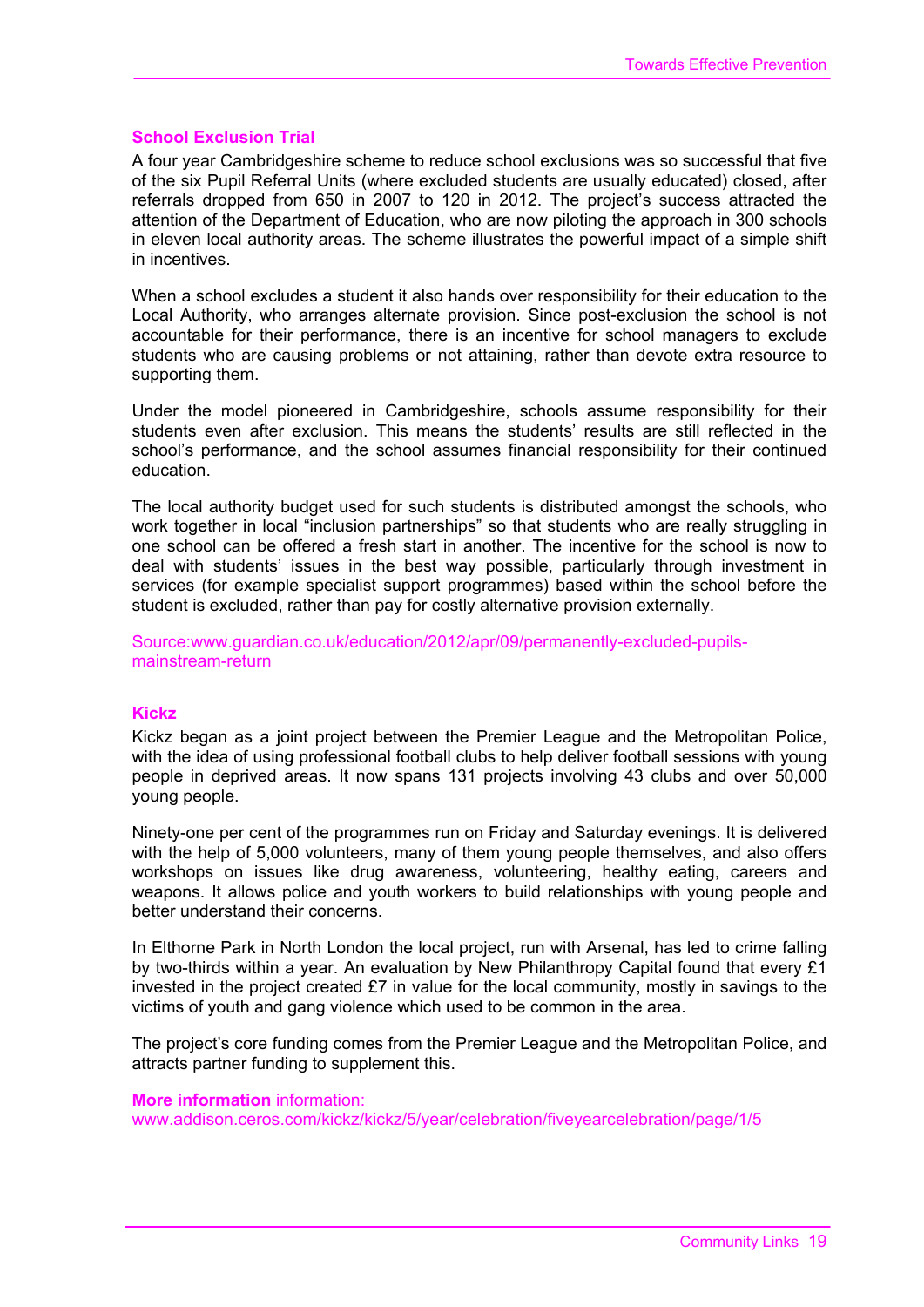### School Exclusion Trial

A four year Cambridgeshire scheme to reduce school exclusions was so successful that five of the six Pupil Referral Units (where excluded students are usually educated) closed, after referrals dropped from 650 in 2007 to 120 in 2012. The project's success attracted the attention of the Department of Education, who are now piloting the approach in 300 schools in eleven local authority areas. The scheme illustrates the powerful impact of a simple shift in incentives.

When a school excludes a student it also hands over responsibility for their education to the Local Authority, who arranges alternate provision. Since post-exclusion the school is not accountable for their performance, there is an incentive for school managers to exclude students who are causing problems or not attaining, rather than devote extra resource to supporting them.

Under the model pioneered in Cambridgeshire, schools assume responsibility for their students even after exclusion. This means the students' results are still reflected in the school's performance, and the school assumes financial responsibility for their continued education.

The local authority budget used for such students is distributed amongst the schools, who work together in local "inclusion partnerships" so that students who are really struggling in one school can be offered a fresh start in another. The incentive for the school is now to deal with students' issues in the best way possible, particularly through investment in services (for example specialist support programmes) based within the school before the student is excluded, rather than pay for costly alternative provision externally.

Source:www.guardian.co.uk/education/2012/apr/09/permanently-excluded-pupils-mainstream-return

### Kickz

Kickz began as a joint project between the Premier League and the Metropolitan Police, with the idea of using professional football clubs to help deliver football sessions with young people in deprived areas. It now spans 131 projects involving 43 clubs and over 50,000 young people.

Ninety-one per cent of the programmes run on Friday and Saturday evenings. It is delivered with the help of 5,000 volunteers, many of them young people themselves, and also offers workshops on issues like drug awareness, volunteering, healthy eating, careers and weapons. It allows police and youth workers to build relationships with young people and better understand their concerns.

In Elthorne Park in North London the local project, run with Arsenal, has led to crime falling by two-thirds within a year. An evaluation by New Philanthropy Capital found that every £1 invested in the project created £7 in value for the local community, mostly in savings to the victims of youth and gang violence which used to be common in the area.

The project's core funding comes from the Premier League and the Metropolitan Police, and attracts partner funding to supplement this.

**More information** information:
www.addison.ceros.com/kickz/kickz/5/year/celebration/fiveyearcelebration/page/1/5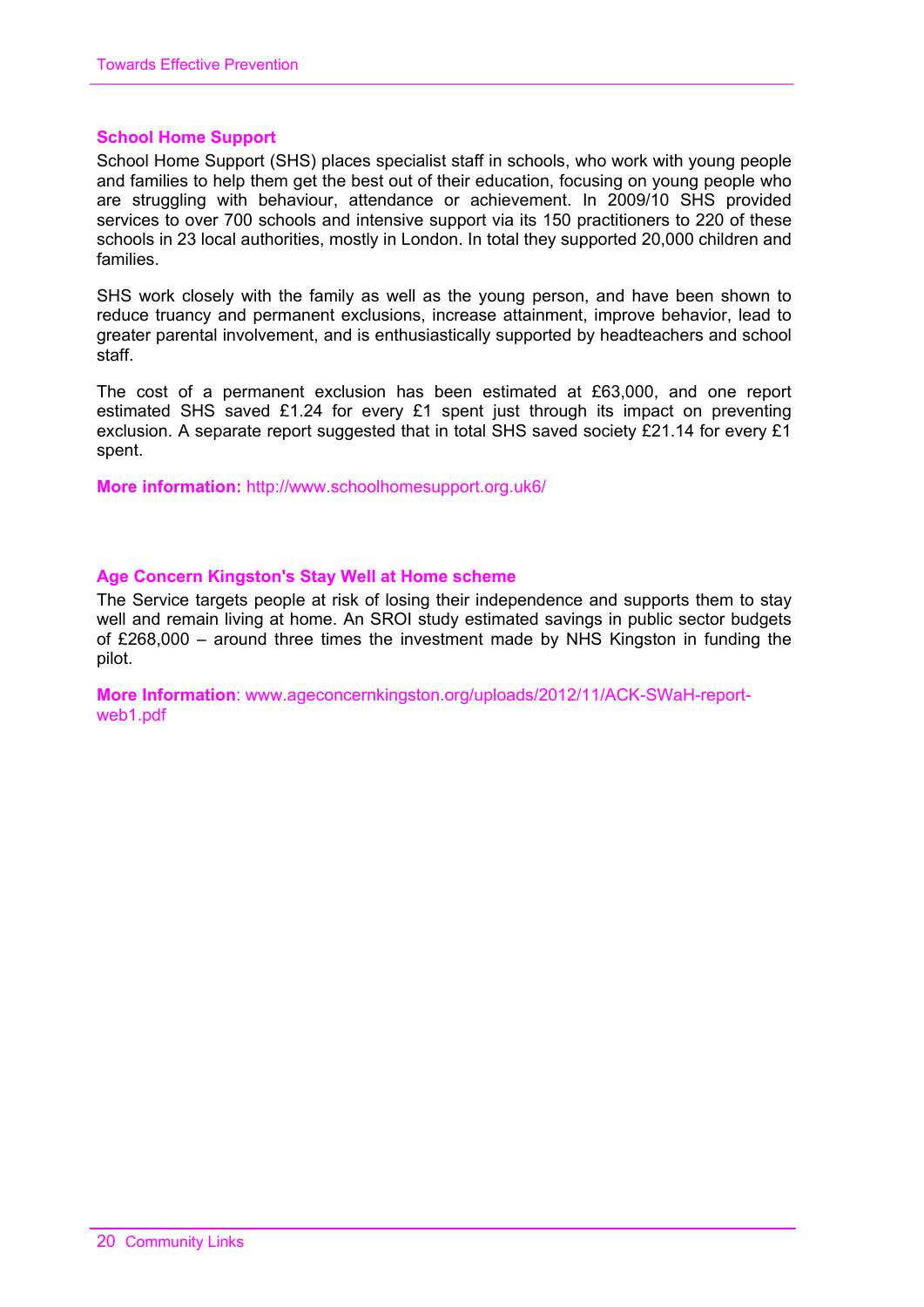### School Home Support

School Home Support (SHS) places specialist staff in schools, who work with young people and families to help them get the best out of their education, focusing on young people who are struggling with behaviour, attendance or achievement. In 2009/10 SHS provided services to over 700 schools and intensive support via its 150 practitioners to 220 of these schools in 23 local authorities, mostly in London. In total they supported 20,000 children and families.

SHS work closely with the family as well as the young person, and have been shown to reduce truancy and permanent exclusions, increase attainment, improve behavior, lead to greater parental involvement, and is enthusiastically supported by headteachers and school staff.

The cost of a permanent exclusion has been estimated at £63,000, and one report estimated SHS saved £1.24 for every £1 spent just through its impact on preventing exclusion. A separate report suggested that in total SHS saved society £21.14 for every £1 spent.

**More information:** http://www.schoolhomesupport.org.uk6/

### Age Concern Kingston's Stay Well at Home scheme

The Service targets people at risk of losing their independence and supports them to stay well and remain living at home. An SROI study estimated savings in public sector budgets of £268,000 – around three times the investment made by NHS Kingston in funding the pilot.

**More Information**: www.ageconcernkingston.org/uploads/2012/11/ACK-SWaH-report-web1.pdf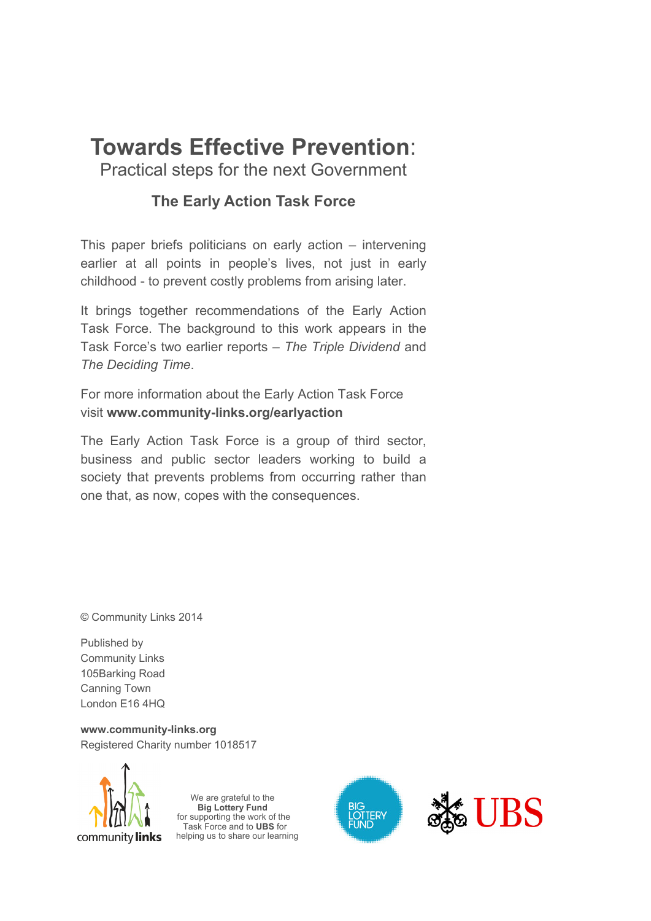# **Towards Effective Prevention**:

Practical steps for the next Government

### The Early Action Task Force

This paper briefs politicians on early action – intervening earlier at all points in people's lives, not just in early childhood - to prevent costly problems from arising later.

It brings together recommendations of the Early Action Task Force. The background to this work appears in the Task Force's two earlier reports – *The Triple Dividend* and *The Deciding Time*.

For more information about the Early Action Task Force visit **www.community-links.org/earlyaction**

The Early Action Task Force is a group of third sector, business and public sector leaders working to build a society that prevents problems from occurring rather than one that, as now, copes with the consequences.

© Community Links 2014

Published by
Community Links
105Barking Road
Canning Town
London E16 4HQ

**www.community-links.org**
Registered Charity number 1018517

community **links**

We are grateful to the **Big Lottery Fund** for supporting the work of the Task Force and to **UBS** for helping us to share our learning

BIG LOTTERY FUND

UBS